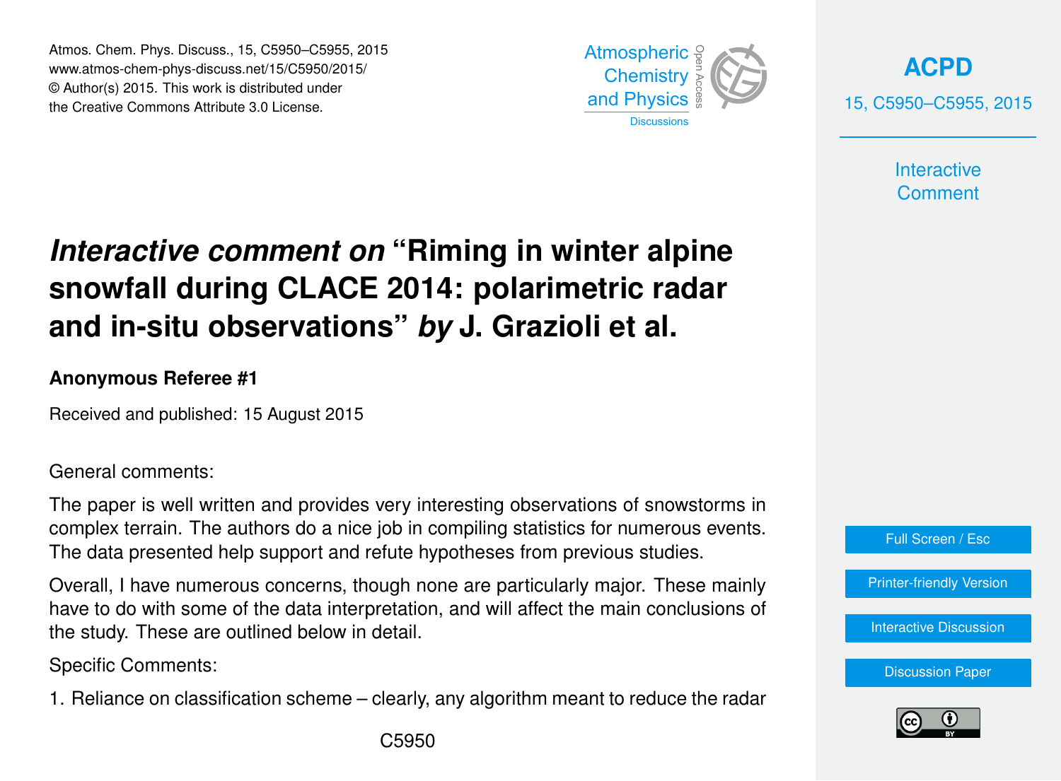# *Interactive comment on* "Riming in winter alpine snowfall during CLACE 2014: polarimetric radar and in-situ observations" *by* J. Grazioli et al.

**Anonymous Referee #1**

Received and published: 15 August 2015

General comments:

The paper is well written and provides very interesting observations of snowstorms in complex terrain. The authors do a nice job in compiling statistics for numerous events. The data presented help support and refute hypotheses from previous studies.

Overall, I have numerous concerns, though none are particularly major. These mainly have to do with some of the data interpretation, and will affect the main conclusions of the study. These are outlined below in detail.

Specific Comments:

1. Reliance on classification scheme – clearly, any algorithm meant to reduce the radar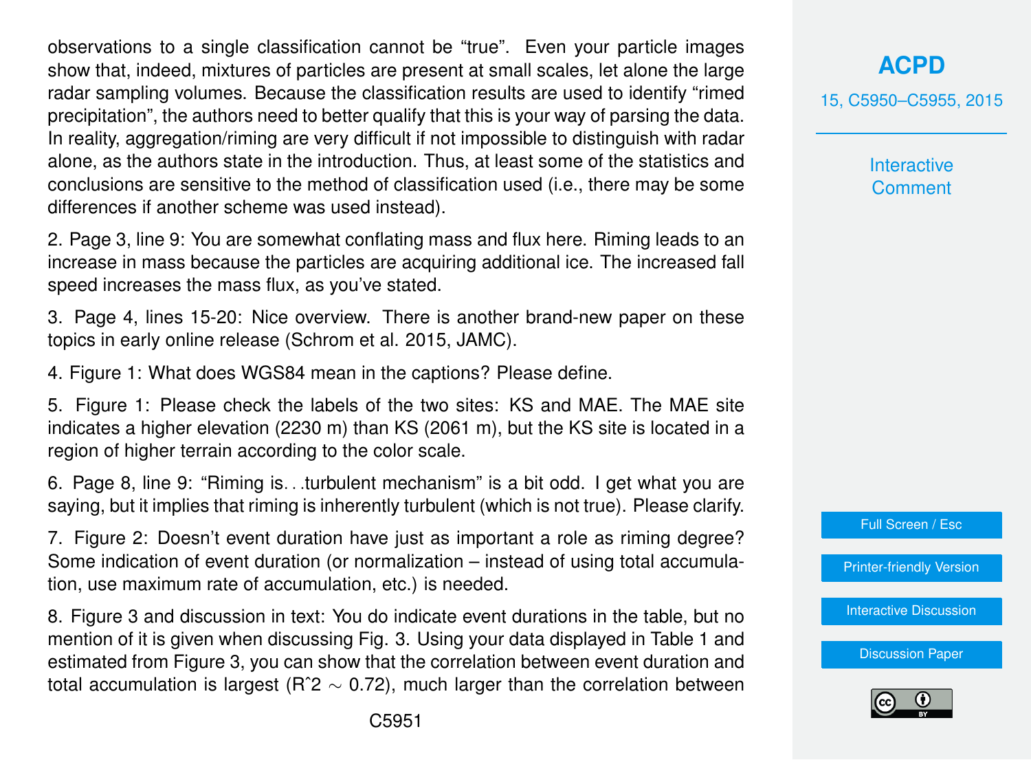observations to a single classification cannot be "true". Even your particle images show that, indeed, mixtures of particles are present at small scales, let alone the large radar sampling volumes. Because the classification results are used to identify "rimed precipitation", the authors need to better qualify that this is your way of parsing the data. In reality, aggregation/riming are very difficult if not impossible to distinguish with radar alone, as the authors state in the introduction. Thus, at least some of the statistics and conclusions are sensitive to the method of classification used (i.e., there may be some differences if another scheme was used instead).

2. Page 3, line 9: You are somewhat conflating mass and flux here. Riming leads to an increase in mass because the particles are acquiring additional ice. The increased fall speed increases the mass flux, as you've stated.

3. Page 4, lines 15-20: Nice overview. There is another brand-new paper on these topics in early online release (Schrom et al. 2015, JAMC).

4. Figure 1: What does WGS84 mean in the captions? Please define.

5. Figure 1: Please check the labels of the two sites: KS and MAE. The MAE site indicates a higher elevation (2230 m) than KS (2061 m), but the KS site is located in a region of higher terrain according to the color scale.

6. Page 8, line 9: "Riming is. . .turbulent mechanism" is a bit odd. I get what you are saying, but it implies that riming is inherently turbulent (which is not true). Please clarify.

7. Figure 2: Doesn't event duration have just as important a role as riming degree? Some indication of event duration (or normalization – instead of using total accumulation, use maximum rate of accumulation, etc.) is needed.

8. Figure 3 and discussion in text: You do indicate event durations in the table, but no mention of it is given when discussing Fig. 3. Using your data displayed in Table 1 and estimated from Figure 3, you can show that the correlation between event duration and total accumulation is largest ($R^2 \sim 0.72$), much larger than the correlation between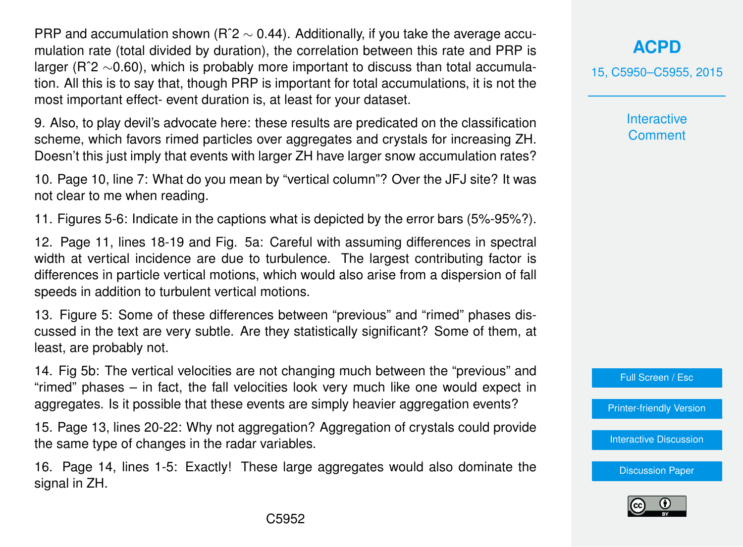PRP and accumulation shown ($R^2 \sim 0.44$). Additionally, if you take the average accumulation rate (total divided by duration), the correlation between this rate and PRP is larger ($R^2 \sim 0.60$), which is probably more important to discuss than total accumulation. All this is to say that, though PRP is important for total accumulations, it is not the most important effect- event duration is, at least for your dataset.

9. Also, to play devil's advocate here: these results are predicated on the classification scheme, which favors rimed particles over aggregates and crystals for increasing ZH. Doesn't this just imply that events with larger ZH have larger snow accumulation rates?

10. Page 10, line 7: What do you mean by "vertical column"? Over the JFJ site? It was not clear to me when reading.

11. Figures 5-6: Indicate in the captions what is depicted by the error bars (5%-95%?).

12. Page 11, lines 18-19 and Fig. 5a: Careful with assuming differences in spectral width at vertical incidence are due to turbulence. The largest contributing factor is differences in particle vertical motions, which would also arise from a dispersion of fall speeds in addition to turbulent vertical motions.

13. Figure 5: Some of these differences between "previous" and "rimed" phases discussed in the text are very subtle. Are they statistically significant? Some of them, at least, are probably not.

14. Fig 5b: The vertical velocities are not changing much between the "previous" and "rimed" phases – in fact, the fall velocities look very much like one would expect in aggregates. Is it possible that these events are simply heavier aggregation events?

15. Page 13, lines 20-22: Why not aggregation? Aggregation of crystals could provide the same type of changes in the radar variables.

16. Page 14, lines 1-5: Exactly! These large aggregates would also dominate the signal in ZH.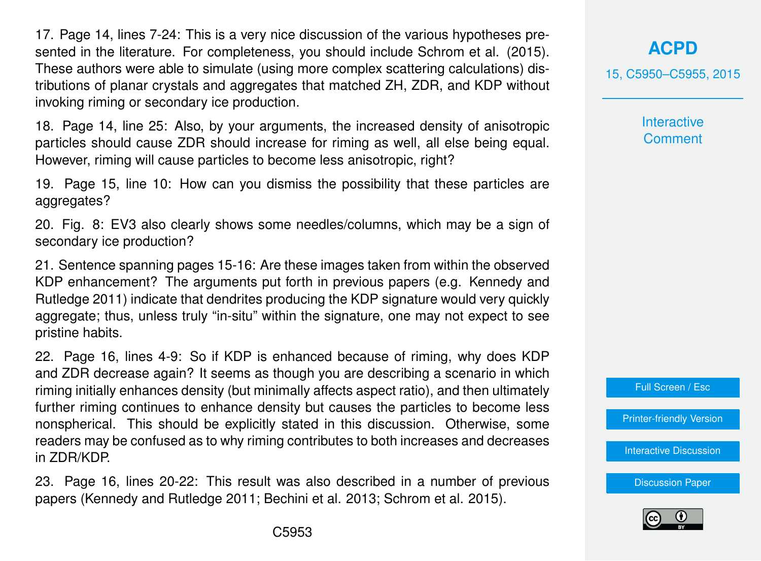17. Page 14, lines 7-24: This is a very nice discussion of the various hypotheses presented in the literature. For completeness, you should include Schrom et al. (2015). These authors were able to simulate (using more complex scattering calculations) distributions of planar crystals and aggregates that matched ZH, ZDR, and KDP without invoking riming or secondary ice production.

18. Page 14, line 25: Also, by your arguments, the increased density of anisotropic particles should cause ZDR should increase for riming as well, all else being equal. However, riming will cause particles to become less anisotropic, right?

19. Page 15, line 10: How can you dismiss the possibility that these particles are aggregates?

20. Fig. 8: EV3 also clearly shows some needles/columns, which may be a sign of secondary ice production?

21. Sentence spanning pages 15-16: Are these images taken from within the observed KDP enhancement? The arguments put forth in previous papers (e.g. Kennedy and Rutledge 2011) indicate that dendrites producing the KDP signature would very quickly aggregate; thus, unless truly "in-situ" within the signature, one may not expect to see pristine habits.

22. Page 16, lines 4-9: So if KDP is enhanced because of riming, why does KDP and ZDR decrease again? It seems as though you are describing a scenario in which riming initially enhances density (but minimally affects aspect ratio), and then ultimately further riming continues to enhance density but causes the particles to become less nonspherical. This should be explicitly stated in this discussion. Otherwise, some readers may be confused as to why riming contributes to both increases and decreases in ZDR/KDP.

23. Page 16, lines 20-22: This result was also described in a number of previous papers (Kennedy and Rutledge 2011; Bechini et al. 2013; Schrom et al. 2015).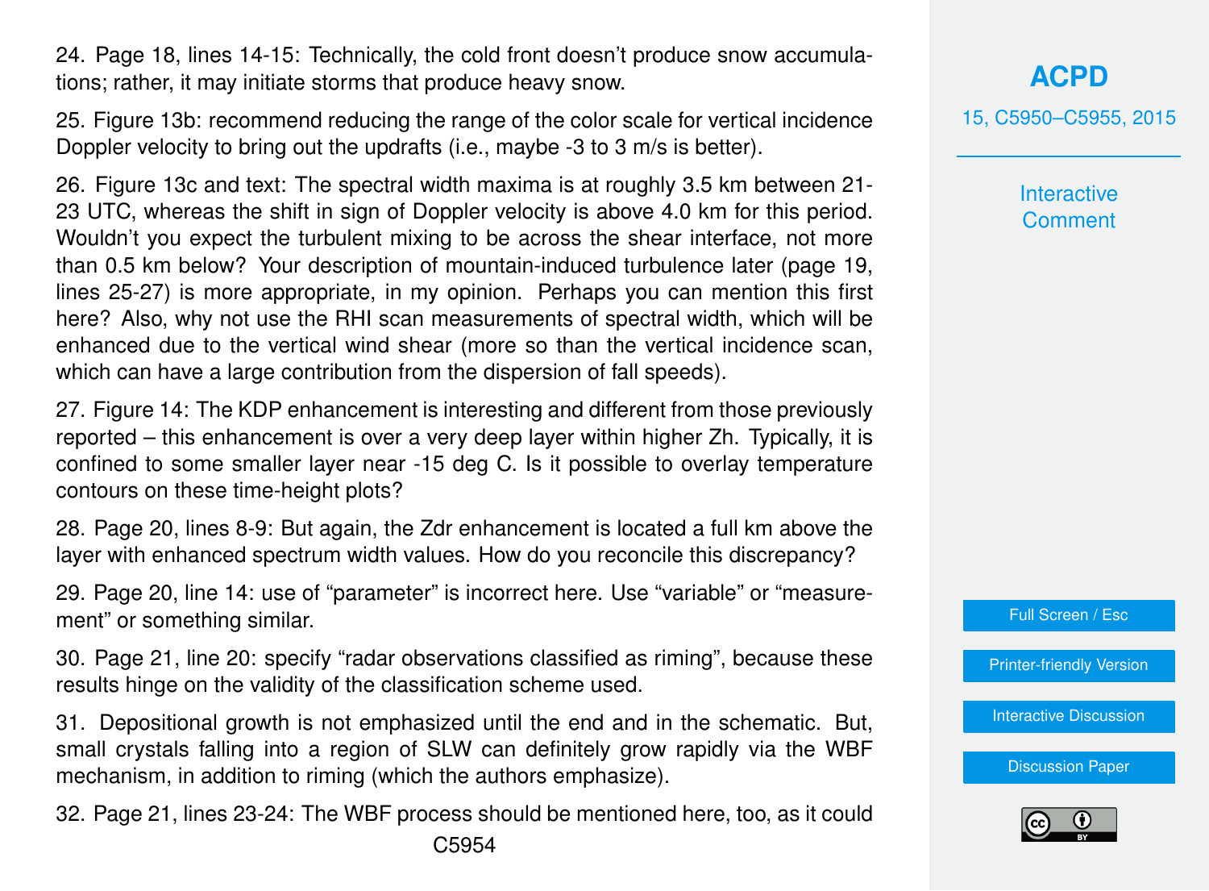24. Page 18, lines 14-15: Technically, the cold front doesn't produce snow accumulations; rather, it may initiate storms that produce heavy snow.

25. Figure 13b: recommend reducing the range of the color scale for vertical incidence Doppler velocity to bring out the updrafts (i.e., maybe -3 to 3 m/s is better).

26. Figure 13c and text: The spectral width maxima is at roughly 3.5 km between 21-23 UTC, whereas the shift in sign of Doppler velocity is above 4.0 km for this period. Wouldn't you expect the turbulent mixing to be across the shear interface, not more than 0.5 km below? Your description of mountain-induced turbulence later (page 19, lines 25-27) is more appropriate, in my opinion. Perhaps you can mention this first here? Also, why not use the RHI scan measurements of spectral width, which will be enhanced due to the vertical wind shear (more so than the vertical incidence scan, which can have a large contribution from the dispersion of fall speeds).

27. Figure 14: The KDP enhancement is interesting and different from those previously reported – this enhancement is over a very deep layer within higher Zh. Typically, it is confined to some smaller layer near -15 deg C. Is it possible to overlay temperature contours on these time-height plots?

28. Page 20, lines 8-9: But again, the Zdr enhancement is located a full km above the layer with enhanced spectrum width values. How do you reconcile this discrepancy?

29. Page 20, line 14: use of "parameter" is incorrect here. Use "variable" or "measurement" or something similar.

30. Page 21, line 20: specify "radar observations classified as riming", because these results hinge on the validity of the classification scheme used.

31. Depositional growth is not emphasized until the end and in the schematic. But, small crystals falling into a region of SLW can definitely grow rapidly via the WBF mechanism, in addition to riming (which the authors emphasize).

32. Page 21, lines 23-24: The WBF process should be mentioned here, too, as it could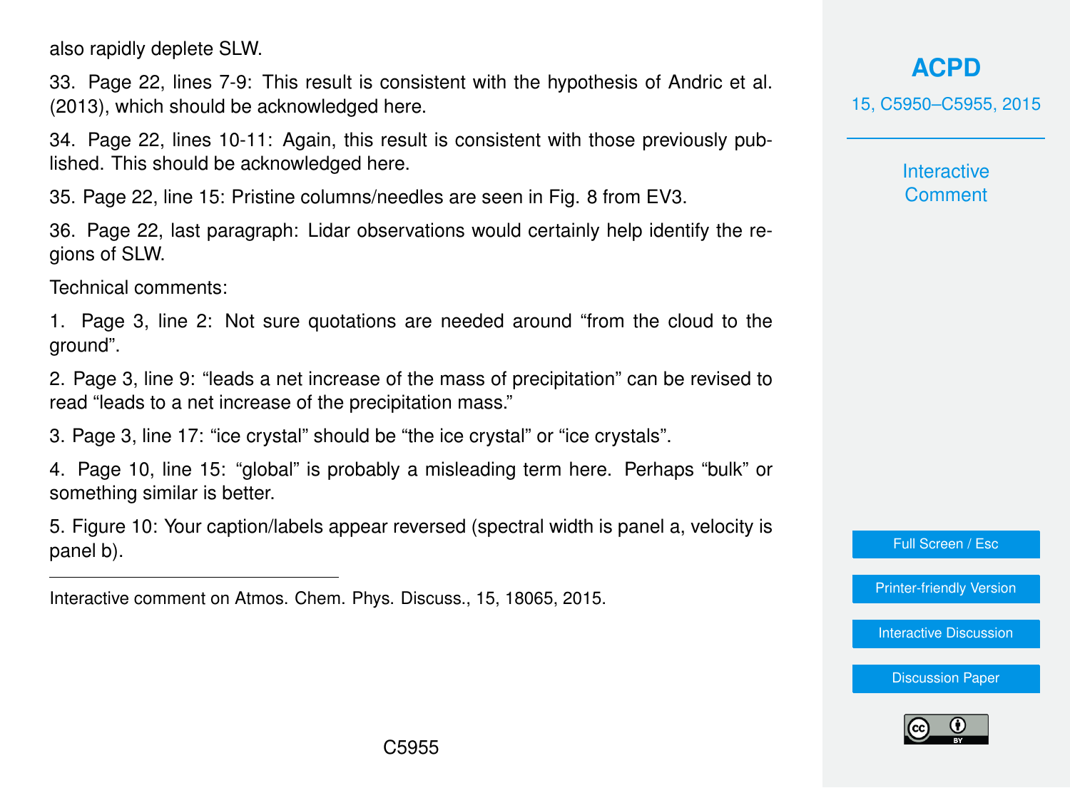also rapidly deplete SLW.

33. Page 22, lines 7-9: This result is consistent with the hypothesis of Andric et al. (2013), which should be acknowledged here.

34. Page 22, lines 10-11: Again, this result is consistent with those previously published. This should be acknowledged here.

35. Page 22, line 15: Pristine columns/needles are seen in Fig. 8 from EV3.

36. Page 22, last paragraph: Lidar observations would certainly help identify the regions of SLW.

Technical comments:

1. Page 3, line 2: Not sure quotations are needed around "from the cloud to the ground".

2. Page 3, line 9: "leads a net increase of the mass of precipitation" can be revised to read "leads to a net increase of the precipitation mass."

3. Page 3, line 17: "ice crystal" should be "the ice crystal" or "ice crystals".

4. Page 10, line 15: "global" is probably a misleading term here. Perhaps "bulk" or something similar is better.

5. Figure 10: Your caption/labels appear reversed (spectral width is panel a, velocity is panel b).

---

Interactive comment on Atmos. Chem. Phys. Discuss., 15, 18065, 2015.